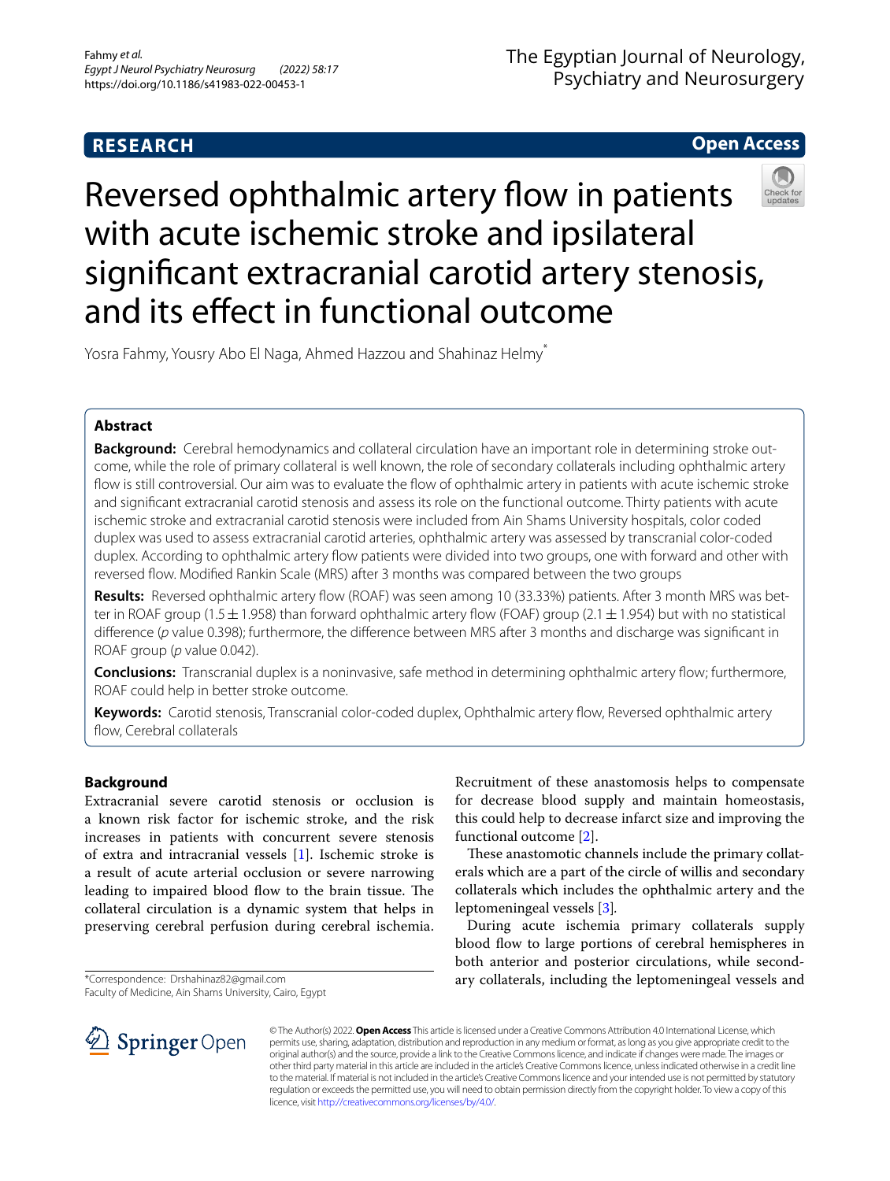RESEARCH

Open Access

# Reversed ophthalmic artery flow in patients with acute ischemic stroke and ipsilateral significant extracranial carotid artery stenosis, and its effect in functional outcome

Yosra Fahmy, Yousry Abo El Naga, Ahmed Hazzou and Shahinaz Helmy*

## Abstract

**Background:** Cerebral hemodynamics and collateral circulation have an important role in determining stroke outcome, while the role of primary collateral is well known, the role of secondary collaterals including ophthalmic artery flow is still controversial. Our aim was to evaluate the flow of ophthalmic artery in patients with acute ischemic stroke and significant extracranial carotid stenosis and assess its role on the functional outcome. Thirty patients with acute ischemic stroke and extracranial carotid stenosis were included from Ain Shams University hospitals, color coded duplex was used to assess extracranial carotid arteries, ophthalmic artery was assessed by transcranial color-coded duplex. According to ophthalmic artery flow patients were divided into two groups, one with forward and other with reversed flow. Modified Rankin Scale (MRS) after 3 months was compared between the two groups

**Results:** Reversed ophthalmic artery flow (ROAF) was seen among 10 (33.33%) patients. After 3 month MRS was better in ROAF group ($1.5 \pm 1.958$) than forward ophthalmic artery flow (FOAF) group ($2.1 \pm 1.954$) but with no statistical difference (*p* value 0.398); furthermore, the difference between MRS after 3 months and discharge was significant in ROAF group (*p* value 0.042).

**Conclusions:** Transcranial duplex is a noninvasive, safe method in determining ophthalmic artery flow; furthermore, ROAF could help in better stroke outcome.

**Keywords:** Carotid stenosis, Transcranial color-coded duplex, Ophthalmic artery flow, Reversed ophthalmic artery flow, Cerebral collaterals

## Background

Extracranial severe carotid stenosis or occlusion is a known risk factor for ischemic stroke, and the risk increases in patients with concurrent severe stenosis of extra and intracranial vessels [1]. Ischemic stroke is a result of acute arterial occlusion or severe narrowing leading to impaired blood flow to the brain tissue. The collateral circulation is a dynamic system that helps in preserving cerebral perfusion during cerebral ischemia. Recruitment of these anastomosis helps to compensate for decrease blood supply and maintain homeostasis, this could help to decrease infarct size and improving the functional outcome [2].

These anastomotic channels include the primary collaterals which are a part of the circle of willis and secondary collaterals which includes the ophthalmic artery and the leptomeningeal vessels [3].

During acute ischemia primary collaterals supply blood flow to large portions of cerebral hemispheres in both anterior and posterior circulations, while secondary collaterals, including the leptomeningeal vessels and

*Correspondence: Drshahinaz82@gmail.com
Faculty of Medicine, Ain Shams University, Cairo, Egypt

© The Author(s) 2022. **Open Access** This article is licensed under a Creative Commons Attribution 4.0 International License, which permits use, sharing, adaptation, distribution and reproduction in any medium or format, as long as you give appropriate credit to the original author(s) and the source, provide a link to the Creative Commons licence, and indicate if changes were made. The images or other third party material in this article are included in the article's Creative Commons licence, unless indicated otherwise in a credit line to the material. If material is not included in the article's Creative Commons licence and your intended use is not permitted by statutory regulation or exceeds the permitted use, you will need to obtain permission directly from the copyright holder. To view a copy of this licence, visit http://creativecommons.org/licenses/by/4.0/.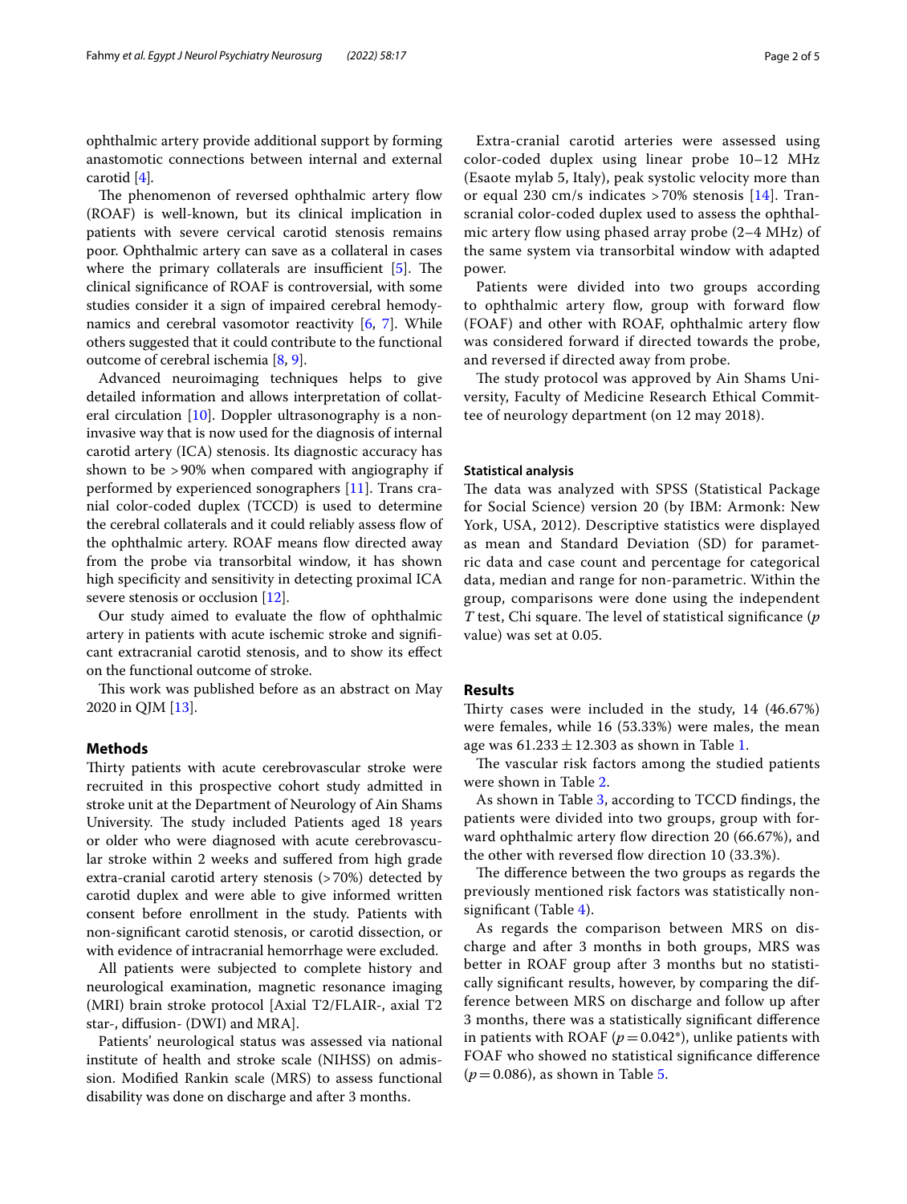ophthalmic artery provide additional support by forming anastomotic connections between internal and external carotid [4].

The phenomenon of reversed ophthalmic artery flow (ROAF) is well-known, but its clinical implication in patients with severe cervical carotid stenosis remains poor. Ophthalmic artery can save as a collateral in cases where the primary collaterals are insufficient [5]. The clinical significance of ROAF is controversial, with some studies consider it a sign of impaired cerebral hemodynamics and cerebral vasomotor reactivity [6, 7]. While others suggested that it could contribute to the functional outcome of cerebral ischemia [8, 9].

Advanced neuroimaging techniques helps to give detailed information and allows interpretation of collateral circulation [10]. Doppler ultrasonography is a non-invasive way that is now used for the diagnosis of internal carotid artery (ICA) stenosis. Its diagnostic accuracy has shown to be >90% when compared with angiography if performed by experienced sonographers [11]. Trans cranial color-coded duplex (TCCD) is used to determine the cerebral collaterals and it could reliably assess flow of the ophthalmic artery. ROAF means flow directed away from the probe via transorbital window, it has shown high specificity and sensitivity in detecting proximal ICA severe stenosis or occlusion [12].

Our study aimed to evaluate the flow of ophthalmic artery in patients with acute ischemic stroke and significant extracranial carotid stenosis, and to show its effect on the functional outcome of stroke.

This work was published before as an abstract on May 2020 in QJM [13].

## Methods

Thirty patients with acute cerebrovascular stroke were recruited in this prospective cohort study admitted in stroke unit at the Department of Neurology of Ain Shams University. The study included Patients aged 18 years or older who were diagnosed with acute cerebrovascular stroke within 2 weeks and suffered from high grade extra-cranial carotid artery stenosis (>70%) detected by carotid duplex and were able to give informed written consent before enrollment in the study. Patients with non-significant carotid stenosis, or carotid dissection, or with evidence of intracranial hemorrhage were excluded.

All patients were subjected to complete history and neurological examination, magnetic resonance imaging (MRI) brain stroke protocol [Axial T2/FLAIR-, axial T2 star-, diffusion- (DWI) and MRA].

Patients' neurological status was assessed via national institute of health and stroke scale (NIHSS) on admission. Modified Rankin scale (MRS) to assess functional disability was done on discharge and after 3 months.

Extra-cranial carotid arteries were assessed using color-coded duplex using linear probe 10–12 MHz (Esaote mylab 5, Italy), peak systolic velocity more than or equal 230 cm/s indicates >70% stenosis [14]. Transcranial color-coded duplex used to assess the ophthalmic artery flow using phased array probe (2–4 MHz) of the same system via transorbital window with adapted power.

Patients were divided into two groups according to ophthalmic artery flow, group with forward flow (FOAF) and other with ROAF, ophthalmic artery flow was considered forward if directed towards the probe, and reversed if directed away from probe.

The study protocol was approved by Ain Shams University, Faculty of Medicine Research Ethical Committee of neurology department (on 12 may 2018).

### Statistical analysis

The data was analyzed with SPSS (Statistical Package for Social Science) version 20 (by IBM: Armonk: New York, USA, 2012). Descriptive statistics were displayed as mean and Standard Deviation (SD) for parametric data and case count and percentage for categorical data, median and range for non-parametric. Within the group, comparisons were done using the independent *T* test, Chi square. The level of statistical significance (*p* value) was set at 0.05.

## Results

Thirty cases were included in the study, 14 (46.67%) were females, while 16 (53.33%) were males, the mean age was $61.233 \pm 12.303$ as shown in Table 1.

The vascular risk factors among the studied patients were shown in Table 2.

As shown in Table 3, according to TCCD findings, the patients were divided into two groups, group with forward ophthalmic artery flow direction 20 (66.67%), and the other with reversed flow direction 10 (33.3%).

The difference between the two groups as regards the previously mentioned risk factors was statistically non-significant (Table 4).

As regards the comparison between MRS on discharge and after 3 months in both groups, MRS was better in ROAF group after 3 months but no statistically significant results, however, by comparing the difference between MRS on discharge and follow up after 3 months, there was a statistically significant difference in patients with ROAF ($p=0.042$*), unlike patients with FOAF who showed no statistical significance difference ($p=0.086$), as shown in Table 5.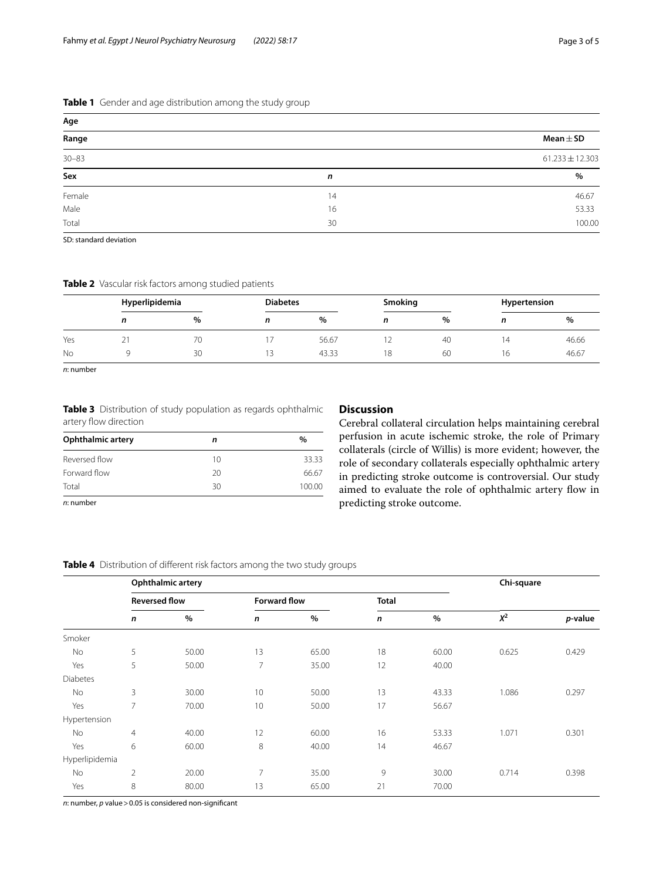**Table 1** Gender and age distribution among the study group

| Age | | |
|---|---|---|
| Range | | Mean ± SD |
| 30–83 | | 61.233 ± 12.303 |
| **Sex** | ***n*** | **%** |
| Female | 14 | 46.67 |
| Male | 16 | 53.33 |
| Total | 30 | 100.00 |

SD: standard deviation

**Table 2** Vascular risk factors among studied patients

| | Hyperlipidemia | | Diabetes | | Smoking | | Hypertension | |
|---|---|---|---|---|---|---|---|---|
| | *n* | % | *n* | % | *n* | % | *n* | % |
| Yes | 21 | 70 | 17 | 56.67 | 12 | 40 | 14 | 46.66 |
| No | 9 | 30 | 13 | 43.33 | 18 | 60 | 16 | 46.67 |

*n*: number

**Table 3** Distribution of study population as regards ophthalmic artery flow direction

| Ophthalmic artery | *n* | % |
|---|---|---|
| Reversed flow | 10 | 33.33 |
| Forward flow | 20 | 66.67 |
| Total | 30 | 100.00 |

*n*: number

## Discussion

Cerebral collateral circulation helps maintaining cerebral perfusion in acute ischemic stroke, the role of Primary collaterals (circle of Willis) is more evident; however, the role of secondary collaterals especially ophthalmic artery in predicting stroke outcome is controversial. Our study aimed to evaluate the role of ophthalmic artery flow in predicting stroke outcome.

**Table 4** Distribution of different risk factors among the two study groups

| | Ophthalmic artery | | | | | | Chi-square | |
|---|---|---|---|---|---|---|---|---|
| | Reversed flow | | Forward flow | | Total | | | |
| | *n* | % | *n* | % | *n* | % | $X^2$ | *p*-value |
| Smoker | | | | | | | | |
| No | 5 | 50.00 | 13 | 65.00 | 18 | 60.00 | 0.625 | 0.429 |
| Yes | 5 | 50.00 | 7 | 35.00 | 12 | 40.00 | | |
| Diabetes | | | | | | | | |
| No | 3 | 30.00 | 10 | 50.00 | 13 | 43.33 | 1.086 | 0.297 |
| Yes | 7 | 70.00 | 10 | 50.00 | 17 | 56.67 | | |
| Hypertension | | | | | | | | |
| No | 4 | 40.00 | 12 | 60.00 | 16 | 53.33 | 1.071 | 0.301 |
| Yes | 6 | 60.00 | 8 | 40.00 | 14 | 46.67 | | |
| Hyperlipidemia | | | | | | | | |
| No | 2 | 20.00 | 7 | 35.00 | 9 | 30.00 | 0.714 | 0.398 |
| Yes | 8 | 80.00 | 13 | 65.00 | 21 | 70.00 | | |

*n*: number, *p* value > 0.05 is considered non-significant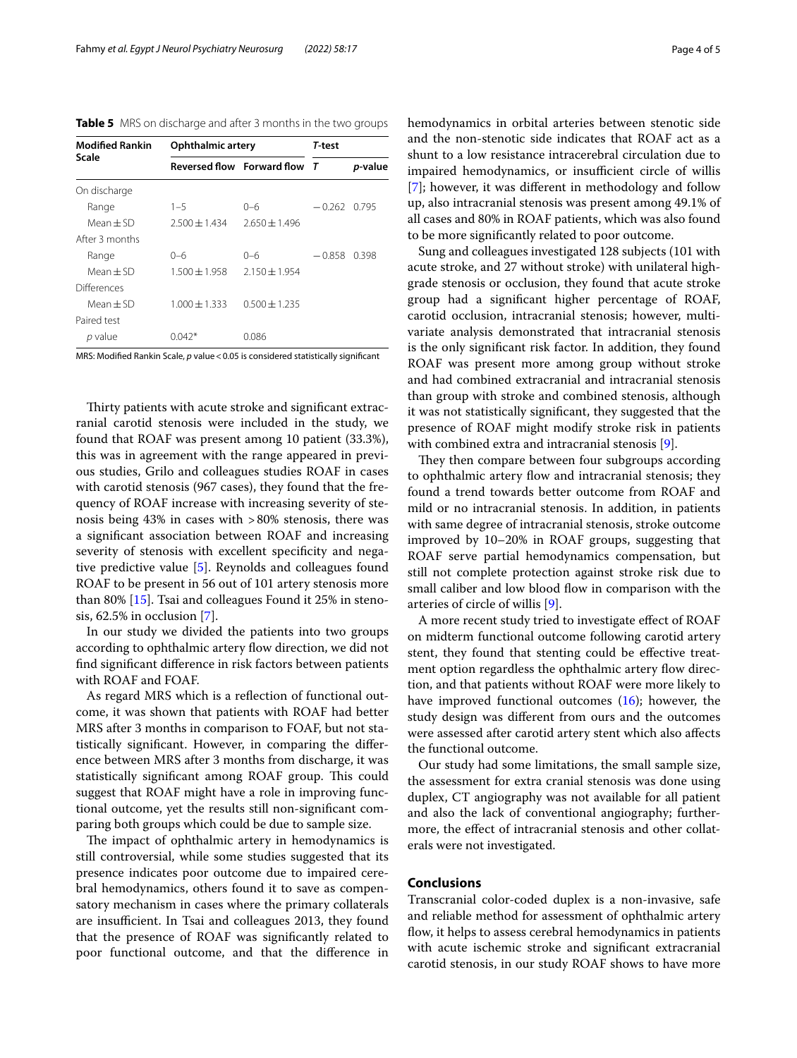**Table 5** MRS on discharge and after 3 months in the two groups

| Modified Rankin Scale | Ophthalmic artery | | T-test | |
|---|---|---|---|---|
| | Reversed flow | Forward flow | T | p-value |
| On discharge | | | | |
| Range | 1–5 | 0–6 | −0.262 | 0.795 |
| Mean ± SD | 2.500 ± 1.434 | 2.650 ± 1.496 | | |
| After 3 months | | | | |
| Range | 0–6 | 0–6 | −0.858 | 0.398 |
| Mean ± SD | 1.500 ± 1.958 | 2.150 ± 1.954 | | |
| Differences | | | | |
| Mean ± SD | 1.000 ± 1.333 | 0.500 ± 1.235 | | |
| Paired test | | | | |
| p value | 0.042* | 0.086 | | |

MRS: Modified Rankin Scale, *p* value < 0.05 is considered statistically significant

Thirty patients with acute stroke and significant extracranial carotid stenosis were included in the study, we found that ROAF was present among 10 patient (33.3%), this was in agreement with the range appeared in previous studies, Grilo and colleagues studies ROAF in cases with carotid stenosis (967 cases), they found that the frequency of ROAF increase with increasing severity of stenosis being 43% in cases with > 80% stenosis, there was a significant association between ROAF and increasing severity of stenosis with excellent specificity and negative predictive value [5]. Reynolds and colleagues found ROAF to be present in 56 out of 101 artery stenosis more than 80% [15]. Tsai and colleagues Found it 25% in stenosis, 62.5% in occlusion [7].

In our study we divided the patients into two groups according to ophthalmic artery flow direction, we did not find significant difference in risk factors between patients with ROAF and FOAF.

As regard MRS which is a reflection of functional outcome, it was shown that patients with ROAF had better MRS after 3 months in comparison to FOAF, but not statistically significant. However, in comparing the difference between MRS after 3 months from discharge, it was statistically significant among ROAF group. This could suggest that ROAF might have a role in improving functional outcome, yet the results still non-significant comparing both groups which could be due to sample size.

The impact of ophthalmic artery in hemodynamics is still controversial, while some studies suggested that its presence indicates poor outcome due to impaired cerebral hemodynamics, others found it to save as compensatory mechanism in cases where the primary collaterals are insufficient. In Tsai and colleagues 2013, they found that the presence of ROAF was significantly related to poor functional outcome, and that the difference in hemodynamics in orbital arteries between stenotic side and the non-stenotic side indicates that ROAF act as a shunt to a low resistance intracerebral circulation due to impaired hemodynamics, or insufficient circle of willis [7]; however, it was different in methodology and follow up, also intracranial stenosis was present among 49.1% of all cases and 80% in ROAF patients, which was also found to be more significantly related to poor outcome.

Sung and colleagues investigated 128 subjects (101 with acute stroke, and 27 without stroke) with unilateral high-grade stenosis or occlusion, they found that acute stroke group had a significant higher percentage of ROAF, carotid occlusion, intracranial stenosis; however, multivariate analysis demonstrated that intracranial stenosis is the only significant risk factor. In addition, they found ROAF was present more among group without stroke and had combined extracranial and intracranial stenosis than group with stroke and combined stenosis, although it was not statistically significant, they suggested that the presence of ROAF might modify stroke risk in patients with combined extra and intracranial stenosis [9].

They then compare between four subgroups according to ophthalmic artery flow and intracranial stenosis; they found a trend towards better outcome from ROAF and mild or no intracranial stenosis. In addition, in patients with same degree of intracranial stenosis, stroke outcome improved by 10–20% in ROAF groups, suggesting that ROAF serve partial hemodynamics compensation, but still not complete protection against stroke risk due to small caliber and low blood flow in comparison with the arteries of circle of willis [9].

A more recent study tried to investigate effect of ROAF on midterm functional outcome following carotid artery stent, they found that stenting could be effective treatment option regardless the ophthalmic artery flow direction, and that patients without ROAF were more likely to have improved functional outcomes (16); however, the study design was different from ours and the outcomes were assessed after carotid artery stent which also affects the functional outcome.

Our study had some limitations, the small sample size, the assessment for extra cranial stenosis was done using duplex, CT angiography was not available for all patient and also the lack of conventional angiography; furthermore, the effect of intracranial stenosis and other collaterals were not investigated.

## Conclusions

Transcranial color-coded duplex is a non-invasive, safe and reliable method for assessment of ophthalmic artery flow, it helps to assess cerebral hemodynamics in patients with acute ischemic stroke and significant extracranial carotid stenosis, in our study ROAF shows to have more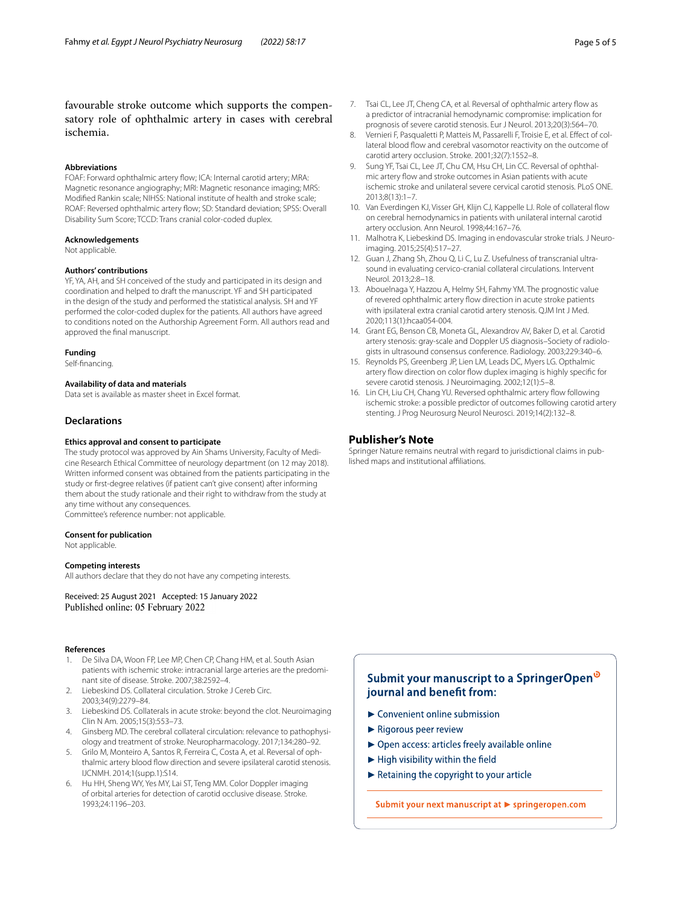favourable stroke outcome which supports the compensatory role of ophthalmic artery in cases with cerebral ischemia.

#### Abbreviations

FOAF: Forward ophthalmic artery flow; ICA: Internal carotid artery; MRA: Magnetic resonance angiography; MRI: Magnetic resonance imaging; MRS: Modified Rankin scale; NIHSS: National institute of health and stroke scale; ROAF: Reversed ophthalmic artery flow; SD: Standard deviation; SPSS: Overall Disability Sum Score; TCCD: Trans cranial color-coded duplex.

#### Acknowledgements

Not applicable.

#### Authors' contributions

YF, YA, AH, and SH conceived of the study and participated in its design and coordination and helped to draft the manuscript. YF and SH participated in the design of the study and performed the statistical analysis. SH and YF performed the color-coded duplex for the patients. All authors have agreed to conditions noted on the Authorship Agreement Form. All authors read and approved the final manuscript.

#### Funding

Self-financing.

#### Availability of data and materials

Data set is available as master sheet in Excel format.

## Declarations

#### Ethics approval and consent to participate

The study protocol was approved by Ain Shams University, Faculty of Medicine Research Ethical Committee of neurology department (on 12 may 2018). Written informed consent was obtained from the patients participating in the study or first-degree relatives (if patient can't give consent) after informing them about the study rationale and their right to withdraw from the study at any time without any consequences.
Committee's reference number: not applicable.

#### Consent for publication

Not applicable.

#### Competing interests

All authors declare that they do not have any competing interests.

Received: 25 August 2021 Accepted: 15 January 2022
Published online: 05 February 2022

#### References

1. De Silva DA, Woon FP, Lee MP, Chen CP, Chang HM, et al. South Asian patients with ischemic stroke: intracranial large arteries are the predominant site of disease. Stroke. 2007;38:2592–4.
2. Liebeskind DS. Collateral circulation. Stroke J Cereb Circ. 2003;34(9):2279–84.
3. Liebeskind DS. Collaterals in acute stroke: beyond the clot. Neuroimaging Clin N Am. 2005;15(3):553–73.
4. Ginsberg MD. The cerebral collateral circulation: relevance to pathophysiology and treatment of stroke. Neuropharmacology. 2017;134:280–92.
5. Grilo M, Monteiro A, Santos R, Ferreira C, Costa A, et al. Reversal of ophthalmic artery blood flow direction and severe ipsilateral carotid stenosis. IJCNMH. 2014;1(supp.1):S14.
6. Hu HH, Sheng WY, Yes MY, Lai ST, Teng MM. Color Doppler imaging of orbital arteries for detection of carotid occlusive disease. Stroke. 1993;24:1196–203.
7. Tsai CL, Lee JT, Cheng CA, et al. Reversal of ophthalmic artery flow as a predictor of intracranial hemodynamic compromise: implication for prognosis of severe carotid stenosis. Eur J Neurol. 2013;20(3):564–70.
8. Vernieri F, Pasqualetti P, Matteis M, Passarelli F, Troisie E, et al. Effect of collateral blood flow and cerebral vasomotor reactivity on the outcome of carotid artery occlusion. Stroke. 2001;32(7):1552–8.
9. Sung YF, Tsai CL, Lee JT, Chu CM, Hsu CH, Lin CC. Reversal of ophthalmic artery flow and stroke outcomes in Asian patients with acute ischemic stroke and unilateral severe cervical carotid stenosis. PLoS ONE. 2013;8(13):1–7.
10. Van Everdingen KJ, Visser GH, Klijn CJ, Kappelle LJ. Role of collateral flow on cerebral hemodynamics in patients with unilateral internal carotid artery occlusion. Ann Neurol. 1998;44:167–76.
11. Malhotra K, Liebeskind DS. Imaging in endovascular stroke trials. J Neuroimaging. 2015;25(4):517–27.
12. Guan J, Zhang Sh, Zhou Q, Li C, Lu Z. Usefulness of transcranial ultrasound in evaluating cervico-cranial collateral circulations. Intervent Neurol. 2013;2:8–18.
13. Abouelnaga Y, Hazzou A, Helmy SH, Fahmy YM. The prognostic value of revered ophthalmic artery flow direction in acute stroke patients with ipsilateral extra cranial carotid artery stenosis. QJM Int J Med. 2020;113(1):hcaa054-004.
14. Grant EG, Benson CB, Moneta GL, Alexandrov AV, Baker D, et al. Carotid artery stenosis: gray-scale and Doppler US diagnosis–Society of radiologists in ultrasound consensus conference. Radiology. 2003;229:340–6.
15. Reynolds PS, Greenberg JP, Lien LM, Leads DC, Myers LG. Opthalmic artery flow direction on color flow duplex imaging is highly specific for severe carotid stenosis. J Neuroimaging. 2002;12(1):5–8.
16. Lin CH, Liu CH, Chang YU. Reversed ophthalmic artery flow following ischemic stroke: a possible predictor of outcomes following carotid artery stenting. J Prog Neurosurg Neurol Neurosci. 2019;14(2):132–8.

## Publisher's Note

Springer Nature remains neutral with regard to jurisdictional claims in published maps and institutional affiliations.

**Submit your manuscript to a SpringerOpen journal and benefit from:**

- ► Convenient online submission
- ► Rigorous peer review
- ► Open access: articles freely available online
- ► High visibility within the field
- ► Retaining the copyright to your article

**Submit your next manuscript at ► springeropen.com**